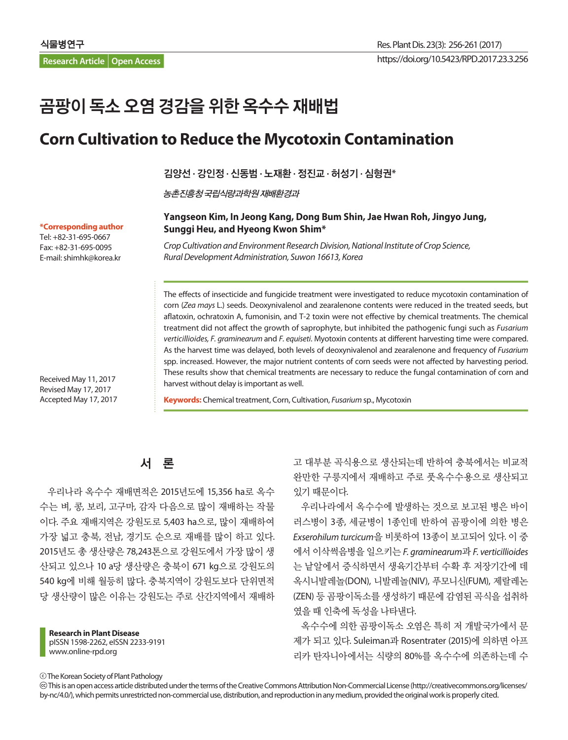식물병연구

Research Article | Open Access

# 곰팡이 독소 오염 경감을 위한 옥수수 재배법

# Corn Cultivation to Reduce the Mycotoxin Contamination

김양선 · 강인정 · 신동범 · 노재환 · 정진교 · 허성기 · 심형권*

*농촌진흥청 국립식량과학원 재배환경과*

**Yangseon Kim, In Jeong Kang, Dong Bum Shin, Jae Hwan Roh, Jingyo Jung, Sunggi Heu, and Hyeong Kwon Shim***

*Crop Cultivation and Environment Research Division, National Institute of Crop Science, Rural Development Administration, Suwon 16613, Korea*

***Corresponding author**
Tel: +82-31-695-0667
Fax: +82-31-695-0095
E-mail: shimhk@korea.kr

Received May 11, 2017
Revised May 17, 2017
Accepted May 17, 2017

The effects of insecticide and fungicide treatment were investigated to reduce mycotoxin contamination of corn (*Zea mays* L.) seeds. Deoxynivalenol and zearalenone contents were reduced in the treated seeds, but aflatoxin, ochratoxin A, fumonisin, and T-2 toxin were not effective by chemical treatments. The chemical treatment did not affect the growth of saprophyte, but inhibited the pathogenic fungi such as *Fusarium verticillioides, F. graminearum* and *F. equiseti*. Myotoxin contents at different harvesting time were compared. As the harvest time was delayed, both levels of deoxynivalenol and zearalenone and frequency of *Fusarium* spp. increased. However, the major nutrient contents of corn seeds were not affected by harvesting period. These results show that chemical treatments are necessary to reduce the fungal contamination of corn and harvest without delay is important as well.

**Keywords:** Chemical treatment, Corn, Cultivation, *Fusarium* sp., Mycotoxin

## 서 론

우리나라 옥수수 재배면적은 2015년도에 15,356 ha로 옥수수는 벼, 콩, 보리, 고구마, 감자 다음으로 많이 재배하는 작물이다. 주요 재배지역은 강원도로 5,403 ha으로, 많이 재배하여 가장 넓고 충북, 전남, 경기도 순으로 재배를 많이 하고 있다. 2015년도 총 생산량은 78,243톤으로 강원도에서 가장 많이 생산되고 있으나 10 a당 생산량은 충북이 671 kg으로 강원도의 540 kg에 비해 월등히 많다. 충북지역이 강원도보다 단위면적당 생산량이 많은 이유는 강원도는 주로 산간지역에서 재배하고 대부분 곡식용으로 생산되는데 반하여 충북에서는 비교적 완만한 구릉지에서 재배하고 주로 풋옥수수용으로 생산되고 있기 때문이다.

우리나라에서 옥수수에 발생하는 것으로 보고된 병은 바이러스병이 3종, 세균병이 1종인데 반하여 곰팡이에 의한 병은 *Exserohilum turcicum*을 비롯하여 13종이 보고되어 있다. 이 중에서 이삭썩음병을 일으키는 *F. graminearum*과 *F. verticillioides*는 낟알에서 증식하면서 생육기간부터 수확 후 저장기간에 데옥시니발레놀(DON), 니발레놀(NIV), 푸모니신(FUM), 제랄레논(ZEN) 등 곰팡이독소를 생성하기 때문에 감염된 곡식을 섭취하였을 때 인축에 독성을 나타낸다.

옥수수에 의한 곰팡이독소 오염은 특히 저 개발국가에서 문제가 되고 있다. Suleiman과 Rosentrater (2015)에 의하면 아프리카 탄자니아에서는 식량의 80%를 옥수수에 의존하는데 수

Research in Plant Disease
pISSN 1598-2262, eISSN 2233-9191
www.online-rpd.org

© The Korean Society of Plant Pathology
This is an open access article distributed under the terms of the Creative Commons Attribution Non-Commercial License (http://creativecommons.org/licenses/by-nc/4.0/), which permits unrestricted non-commercial use, distribution, and reproduction in any medium, provided the original work is properly cited.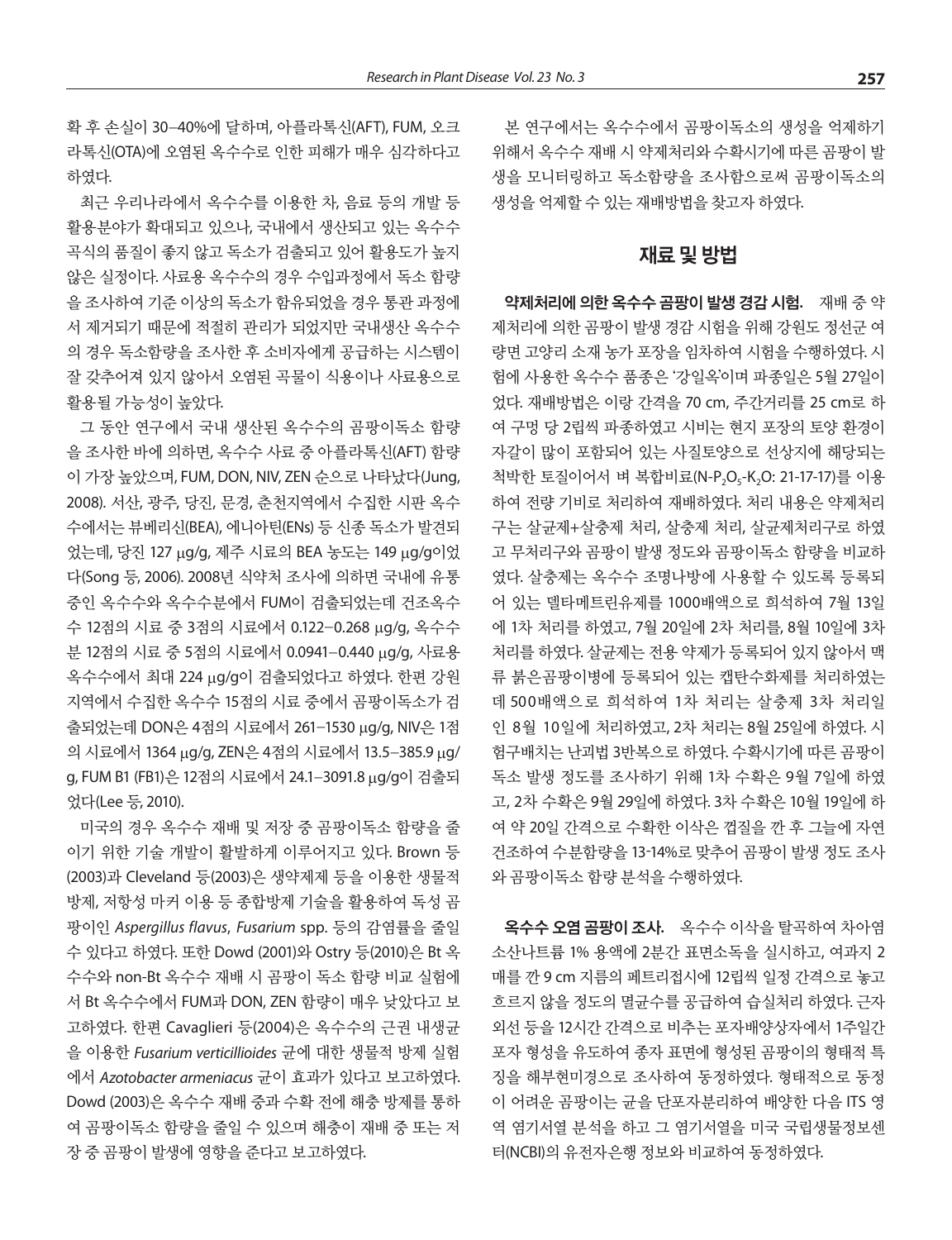확 후 손실이 30–40%에 달하며, 아플라톡신(AFT), FUM, 오크라톡신(OTA)에 오염된 옥수수로 인한 피해가 매우 심각하다고 하였다.

최근 우리나라에서 옥수수를 이용한 차, 음료 등의 개발 등 활용분야가 확대되고 있으나, 국내에서 생산되고 있는 옥수수 곡식의 품질이 좋지 않고 독소가 검출되고 있어 활용도가 높지 않은 실정이다. 사료용 옥수수의 경우 수입과정에서 독소 함량을 조사하여 기준 이상의 독소가 함유되었을 경우 통관 과정에서 제거되기 때문에 적절히 관리가 되었지만 국내생산 옥수수의 경우 독소함량을 조사한 후 소비자에게 공급하는 시스템이 잘 갖추어져 있지 않아서 오염된 곡물이 식용이나 사료용으로 활용될 가능성이 높았다.

그 동안 연구에서 국내 생산된 옥수수의 곰팡이독소 함량을 조사한 바에 의하면, 옥수수 사료 중 아플라톡신(AFT) 함량이 가장 높았으며, FUM, DON, NIV, ZEN 순으로 나타났다(Jung, 2008). 서산, 광주, 당진, 문경, 춘천지역에서 수집한 시판 옥수수에서는 뷰베리신(BEA), 에니아틴(ENs) 등 신종 독소가 발견되었는데, 당진 127 μg/g, 제주 시료의 BEA 농도는 149 μg/g이었다(Song 등, 2006). 2008년 식약처 조사에 의하면 국내에 유통중인 옥수수와 옥수수분에서 FUM이 검출되었는데 건조옥수수 12점의 시료 중 3점의 시료에서 0.122–0.268 μg/g, 옥수수분 12점의 시료 중 5점의 시료에서 0.0941–0.440 μg/g, 사료용 옥수수에서 최대 224 μg/g이 검출되었다고 하였다. 한편 강원지역에서 수집한 옥수수 15점의 시료 중에서 곰팡이독소가 검출되었는데 DON은 4점의 시료에서 261–1530 μg/g, NIV은 1점의 시료에서 1364 μg/g, ZEN은 4점의 시료에서 13.5–385.9 μg/g, FUM B1 (FB1)은 12점의 시료에서 24.1–3091.8 μg/g이 검출되었다(Lee 등, 2010).

미국의 경우 옥수수 재배 및 저장 중 곰팡이독소 함량을 줄이기 위한 기술 개발이 활발하게 이루어지고 있다. Brown 등(2003)과 Cleveland 등(2003)은 생약제제 등을 이용한 생물적 방제, 저항성 마커 이용 등 종합방제 기술을 활용하여 독성 곰팡이인 *Aspergillus flavus*, *Fusarium* spp. 등의 감염률을 줄일 수 있다고 하였다. 또한 Dowd (2001)와 Ostry 등(2010)은 Bt 옥수수와 non-Bt 옥수수 재배 시 곰팡이 독소 함량 비교 실험에서 Bt 옥수수에서 FUM과 DON, ZEN 함량이 매우 낮았다고 보고하였다. 한편 Cavaglieri 등(2004)은 옥수수의 근권 내생균을 이용한 *Fusarium verticillioides* 균에 대한 생물적 방제 실험에서 *Azotobacter armeniacus* 균이 효과가 있다고 보고하였다. Dowd (2003)은 옥수수 재배 중과 수확 전에 해충 방제를 통하여 곰팡이독소 함량을 줄일 수 있으며 해충이 재배 중 또는 저장 중 곰팡이 발생에 영향을 준다고 보고하였다.

본 연구에서는 옥수수에서 곰팡이독소의 생성을 억제하기 위해서 옥수수 재배 시 약제처리와 수확시기에 따른 곰팡이 발생을 모니터링하고 독소함량을 조사함으로써 곰팡이독소의 생성을 억제할 수 있는 재배방법을 찾고자 하였다.

## 재료 및 방법

**약제처리에 의한 옥수수 곰팡이 발생 경감 시험.** 재배 중 약제처리에 의한 곰팡이 발생 경감 시험을 위해 강원도 정선군 여량면 고양리 소재 농가 포장을 임차하여 시험을 수행하였다. 시험에 사용한 옥수수 품종은 '강일옥'이며 파종일은 5월 27일이었다. 재배방법은 이랑 간격을 70 cm, 주간거리를 25 cm로 하여 구멍 당 2립씩 파종하였고 시비는 현지 포장의 토양 환경이 자갈이 많이 포함되어 있는 사질토양으로 선상지에 해당되는 척박한 토질이어서 벼 복합비료(N-$P_2O_5$-$K_2O$: 21-17-17)를 이용하여 전량 기비로 처리하여 재배하였다. 처리 내용은 약제처리구는 살균제+살충제 처리, 살충제 처리, 살균제처리구로 하였고 무처리구와 곰팡이 발생 정도와 곰팡이독소 함량을 비교하였다. 살충제는 옥수수 조명나방에 사용할 수 있도록 등록되어 있는 델타메트린유제를 1000배액으로 희석하여 7월 13일에 1차 처리를 하였고, 7월 20일에 2차 처리를, 8월 10일에 3차 처리를 하였다. 살균제는 전용 약제가 등록되어 있지 않아서 맥류 붉은곰팡이병에 등록되어 있는 캡탄수화제를 처리하였는데 500배액으로 희석하여 1차 처리는 살충제 3차 처리일인 8월 10일에 처리하였고, 2차 처리는 8월 25일에 하였다. 시험구배치는 난괴법 3반복으로 하였다. 수확시기에 따른 곰팡이 독소 발생 정도를 조사하기 위해 1차 수확은 9월 7일에 하였고, 2차 수확은 9월 29일에 하였다. 3차 수확은 10월 19일에 하여 약 20일 간격으로 수확한 이삭은 껍질을 깐 후 그늘에 자연건조하여 수분함량을 13-14%로 맞추어 곰팡이 발생 정도 조사와 곰팡이독소 함량 분석을 수행하였다.

**옥수수 오염 곰팡이 조사.** 옥수수 이삭을 탈곡하여 차아염소산나트륨 1% 용액에 2분간 표면소독을 실시하고, 여과지 2매를 깐 9 cm 지름의 페트리접시에 12립씩 일정 간격으로 놓고 흐르지 않을 정도의 멸균수를 공급하여 습실처리 하였다. 근자외선 등을 12시간 간격으로 비추는 포자배양상자에서 1주일간 포자 형성을 유도하여 종자 표면에 형성된 곰팡이의 형태적 특징을 해부현미경으로 조사하여 동정하였다. 형태적으로 동정이 어려운 곰팡이는 균을 단포자분리하여 배양한 다음 ITS 영역 염기서열 분석을 하고 그 염기서열을 미국 국립생물정보센터(NCBI)의 유전자은행 정보와 비교하여 동정하였다.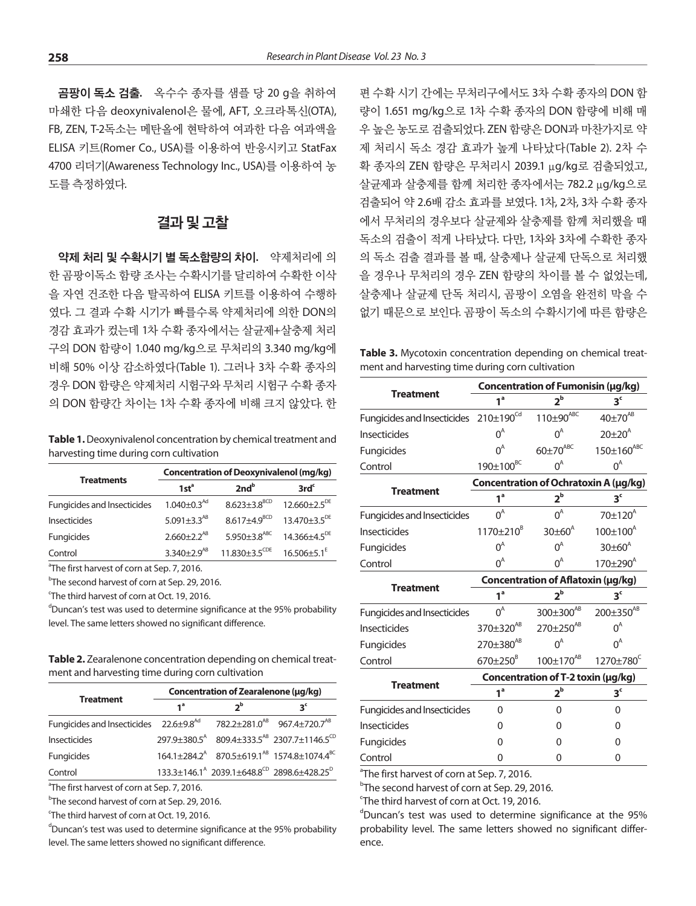**곰팡이 독소 검출.** 옥수수 종자를 샘플 당 20 g을 취하여 마쇄한 다음 deoxynivalenol은 물에, AFT, 오크라톡신(OTA), FB, ZEN, T-2독소는 메탄올에 현탁하여 여과한 다음 여과액을 ELISA 키트(Romer Co., USA)를 이용하여 반응시키고 StatFax 4700 리더기(Awareness Technology Inc., USA)를 이용하여 농도를 측정하였다.

## 결과 및 고찰

**약제 처리 및 수확시기 별 독소함량의 차이.** 약제처리에 의한 곰팡이독소 함량 조사는 수확시기를 달리하여 수확한 이삭을 자연 건조한 다음 탈곡하여 ELISA 키트를 이용하여 수행하였다. 그 결과 수확 시기가 빠를수록 약제처리에 의한 DON의 경감 효과가 컸는데 1차 수확 종자에서는 살균제+살충제 처리구의 DON 함량이 1.040 mg/kg으로 무처리의 3.340 mg/kg에 비해 50% 이상 감소하였다(Table 1). 그러나 3차 수확 종자의 경우 DON 함량은 약제처리 시험구와 무처리 시험구 수확 종자의 DON 함량간 차이는 1차 수확 종자에 비해 크지 않았다. 한편 수확 시기 간에는 무처리구에서도 3차 수확 종자의 DON 함량이 1.651 mg/kg으로 1차 수확 종자의 DON 함량에 비해 매우 높은 농도로 검출되었다. ZEN 함량은 DON과 마찬가지로 약제 처리시 독소 경감 효과가 높게 나타났다(Table 2). 2차 수확 종자의 ZEN 함량은 무처리시 2039.1 μg/kg로 검출되었고, 살균제과 살충제를 함께 처리한 종자에서는 782.2 μg/kg으로 검출되어 약 2.6배 감소 효과를 보였다. 1차, 2차, 3차 수확 종자에서 무처리의 경우보다 살균제와 살충제를 함께 처리했을 때 독소의 검출이 적게 나타났다. 다만, 1차와 3차에 수확한 종자의 독소 검출 결과를 볼 때, 살충제나 살균제 단독으로 처리했을 경우나 무처리의 경우 ZEN 함량의 차이를 볼 수 없었는데, 살충제나 살균제 단독 처리시, 곰팡이 오염을 완전히 막을 수 없기 때문으로 보인다. 곰팡이 독소의 수확시기에 따른 함량은

**Table 1.** Deoxynivalenol concentration by chemical treatment and harvesting time during corn cultivation

| Treatments | Concentration of Deoxynivalenol (mg/kg) | | |
|---|---|---|---|
| | 1st[a] | 2nd[b] | 3rd[c] |
| Fungicides and Insecticides | 1.040±0.3[Ad] | 8.623±3.8[BCD] | 12.660±2.5[DE] |
| Insecticides | 5.091±3.3[AB] | 8.617±4.9[BCD] | 13.470±3.5[DE] |
| Fungicides | 2.660±2.2[AB] | 5.950±3.8[ABC] | 14.366±4.5[DE] |
| Control | 3.340±2.9[AB] | 11.830±3.5[CDE] | 16.506±5.1[E] |

[a]The first harvest of corn at Sep. 7, 2016.
[b]The second harvest of corn at Sep. 29, 2016.
[c]The third harvest of corn at Oct. 19, 2016.
[d]Duncan's test was used to determine significance at the 95% probability level. The same letters showed no significant difference.

**Table 2.** Zearalenone concentration depending on chemical treatment and harvesting time during corn cultivation

| Treatment | Concentration of Zearalenone (μg/kg) | | |
|---|---|---|---|
| | 1[a] | 2[b] | 3[c] |
| Fungicides and Insecticides | 22.6±9.8[Ad] | 782.2±281.0[AB] | 967.4±720.7[AB] |
| Insecticides | 297.9±380.5[A] | 809.4±333.5[AB] | 2307.7±1146.5[CD] |
| Fungicides | 164.1±284.2[A] | 870.5±619.1[AB] | 1574.8±1074.4[BC] |
| Control | 133.3±146.1[A] | 2039.1±648.8[CD] | 2898.6±428.25[D] |

[a]The first harvest of corn at Sep. 7, 2016.
[b]The second harvest of corn at Sep. 29, 2016.
[c]The third harvest of corn at Oct. 19, 2016.
[d]Duncan's test was used to determine significance at the 95% probability level. The same letters showed no significant difference.

**Table 3.** Mycotoxin concentration depending on chemical treatment and harvesting time during corn cultivation

| Treatment | Concentration of Fumonisin (μg/kg) | | |
|---|---|---|---|
| | 1[a] | 2[b] | 3[c] |
| Fungicides and Insecticides | 210±190[Cd] | 110±90[ABC] | 40±70[AB] |
| Insecticides | 0[A] | 0[A] | 20±20[A] |
| Fungicides | 0[A] | 60±70[ABC] | 150±160[ABC] |
| Control | 190±100[BC] | 0[A] | 0[A] |
| **Treatment** | **Concentration of Ochratoxin A (μg/kg)** | | |
| | 1[a] | 2[b] | 3[c] |
| Fungicides and Insecticides | 0[A] | 0[A] | 70±120[A] |
| Insecticides | 1170±210[B] | 30±60[A] | 100±100[A] |
| Fungicides | 0[A] | 0[A] | 30±60[A] |
| Control | 0[A] | 0[A] | 170±290[A] |
| **Treatment** | **Concentration of Aflatoxin (μg/kg)** | | |
| | 1[a] | 2[b] | 3[c] |
| Fungicides and Insecticides | 0[A] | 300±300[AB] | 200±350[AB] |
| Insecticides | 370±320[AB] | 270±250[AB] | 0[A] |
| Fungicides | 270±380[AB] | 0[A] | 0[A] |
| Control | 670±250[B] | 100±170[AB] | 1270±780[C] |
| **Treatment** | **Concentration of T-2 toxin (μg/kg)** | | |
| | 1[a] | 2[b] | 3[c] |
| Fungicides and Insecticides | 0 | 0 | 0 |
| Insecticides | 0 | 0 | 0 |
| Fungicides | 0 | 0 | 0 |
| Control | 0 | 0 | 0 |

[a]The first harvest of corn at Sep. 7, 2016.
[b]The second harvest of corn at Sep. 29, 2016.
[c]The third harvest of corn at Oct. 19, 2016.
[d]Duncan's test was used to determine significance at the 95% probability level. The same letters showed no significant difference.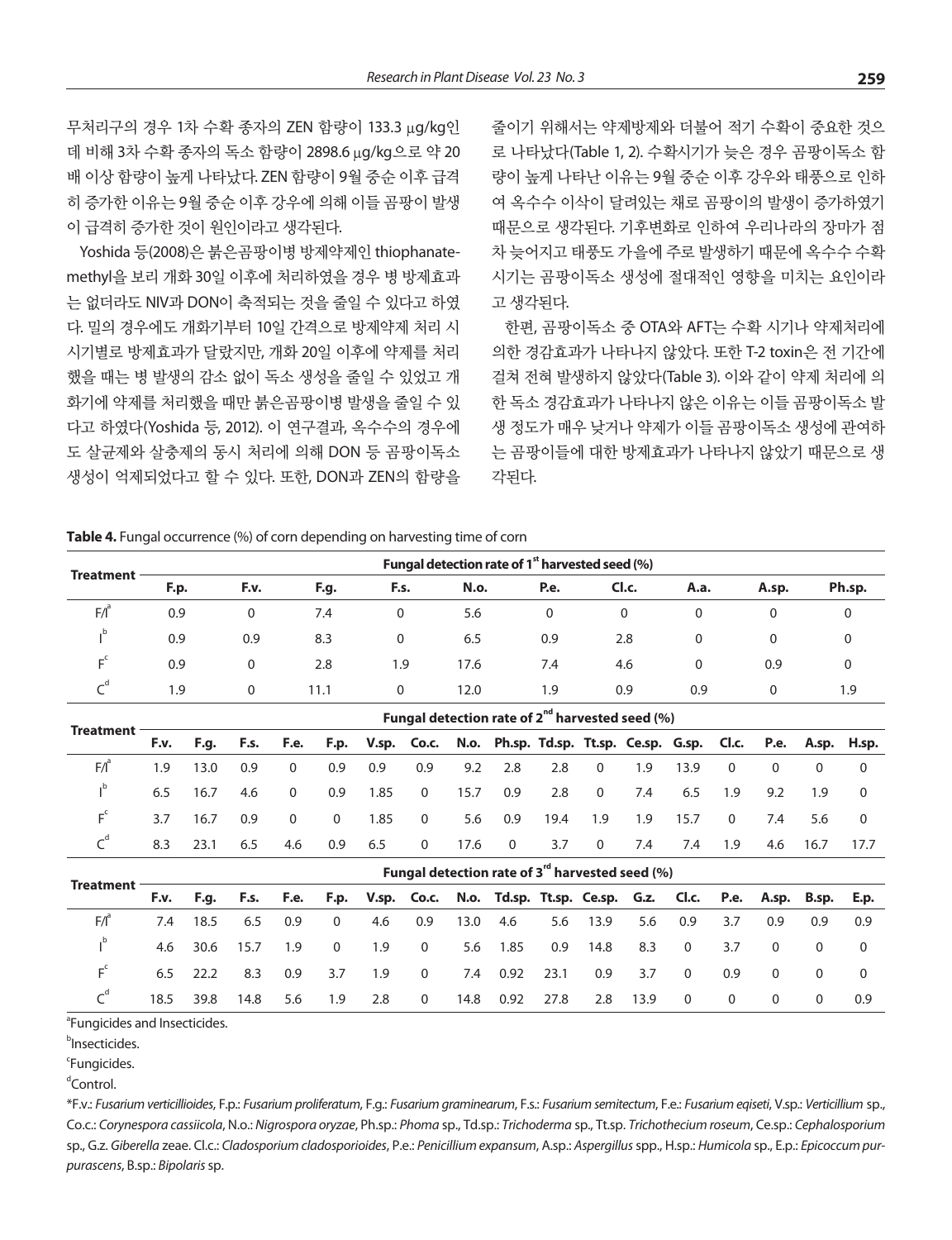무처리구의 경우 1차 수확 종자의 ZEN 함량이 133.3 μg/kg인데 비해 3차 수확 종자의 독소 함량이 2898.6 μg/kg으로 약 20배 이상 함량이 높게 나타났다. ZEN 함량이 9월 중순 이후 급격히 증가한 이유는 9월 중순 이후 강우에 의해 이들 곰팡이 발생이 급격히 증가한 것이 원인이라고 생각된다.

Yoshida 등(2008)은 붉은곰팡이병 방제약제인 thiophanate-methyl을 보리 개화 30일 이후에 처리하였을 경우 병 방제효과는 없더라도 NIV과 DON이 축적되는 것을 줄일 수 있다고 하였다. 밀의 경우에도 개화기부터 10일 간격으로 방제약제 처리 시 시기별로 방제효과가 달랐지만, 개화 20일 이후에 약제를 처리했을 때는 병 발생의 감소 없이 독소 생성을 줄일 수 있었고 개화기에 약제를 처리했을 때만 붉은곰팡이병 발생을 줄일 수 있다고 하였다(Yoshida 등, 2012). 이 연구결과, 옥수수의 경우에도 살균제와 살충제의 동시 처리에 의해 DON 등 곰팡이독소 생성이 억제되었다고 할 수 있다. 또한, DON과 ZEN의 함량을 줄이기 위해서는 약제방제와 더불어 적기 수확이 중요한 것으로 나타났다(Table 1, 2). 수확시기가 늦은 경우 곰팡이독소 함량이 높게 나타난 이유는 9월 중순 이후 강우와 태풍으로 인하여 옥수수 이삭이 달려있는 채로 곰팡이의 발생이 증가하였기 때문으로 생각된다. 기후변화로 인하여 우리나라의 장마가 점차 늦어지고 태풍도 가을에 주로 발생하기 때문에 옥수수 수확시기는 곰팡이독소 생성에 절대적인 영향을 미치는 요인이라고 생각된다.

한편, 곰팡이독소 중 OTA와 AFT는 수확 시기나 약제처리에 의한 경감효과가 나타나지 않았다. 또한 T-2 toxin은 전 기간에 걸쳐 전혀 발생하지 않았다(Table 3). 이와 같이 약제 처리에 의한 독소 경감효과가 나타나지 않은 이유는 이들 곰팡이독소 발생 정도가 매우 낮거나 약제가 이들 곰팡이독소 생성에 관여하는 곰팡이들에 대한 방제효과가 나타나지 않았기 때문으로 생각된다.

**Table 4.** Fungal occurrence (%) of corn depending on harvesting time of corn

| Treatment | Fungal detection rate of 1st harvested seed (%) | | | | | | | | | |
|---|---|---|---|---|---|---|---|---|---|---|
| | F.p. | F.v. | F.g. | F.s. | N.o. | P.e. | Cl.c. | A.a. | A.sp. | Ph.sp. |
| F/I[a] | 0.9 | 0 | 7.4 | 0 | 5.6 | 0 | 0 | 0 | 0 | 0 |
| I[b] | 0.9 | 0.9 | 8.3 | 0 | 6.5 | 0.9 | 2.8 | 0 | 0 | 0 |
| F[c] | 0.9 | 0 | 2.8 | 1.9 | 17.6 | 7.4 | 4.6 | 0 | 0.9 | 0 |
| C[d] | 1.9 | 0 | 11.1 | 0 | 12.0 | 1.9 | 0.9 | 0.9 | 0 | 1.9 |

| Treatment | Fungal detection rate of 2nd harvested seed (%) | | | | | | | | | | | | | | | | |
|---|---|---|---|---|---|---|---|---|---|---|---|---|---|---|---|---|---|
| | F.v. | F.g. | F.s. | F.e. | F.p. | V.sp. | Co.c. | N.o. | Ph.sp. | Td.sp. | Tt.sp. | Ce.sp. | G.sp. | Cl.c. | P.e. | A.sp. | H.sp. |
| F/I[a] | 1.9 | 13.0 | 0.9 | 0 | 0.9 | 0.9 | 0.9 | 9.2 | 2.8 | 2.8 | 0 | 1.9 | 13.9 | 0 | 0 | 0 | 0 |
| I[b] | 6.5 | 16.7 | 4.6 | 0 | 0.9 | 1.85 | 0 | 15.7 | 0.9 | 2.8 | 0 | 7.4 | 6.5 | 1.9 | 9.2 | 1.9 | 0 |
| F[c] | 3.7 | 16.7 | 0.9 | 0 | 0 | 1.85 | 0 | 5.6 | 0.9 | 19.4 | 1.9 | 1.9 | 15.7 | 0 | 7.4 | 5.6 | 0 |
| C[d] | 8.3 | 23.1 | 6.5 | 4.6 | 0.9 | 6.5 | 0 | 17.6 | 0 | 3.7 | 0 | 7.4 | 7.4 | 1.9 | 4.6 | 16.7 | 17.7 |

| Treatment | Fungal detection rate of 3rd harvested seed (%) | | | | | | | | | | | | | | | | |
|---|---|---|---|---|---|---|---|---|---|---|---|---|---|---|---|---|---|
| | F.v. | F.g. | F.s. | F.e. | F.p. | V.sp. | Co.c. | N.o. | Td.sp. | Tt.sp. | Ce.sp. | G.z. | Cl.c. | P.e. | A.sp. | B.sp. | E.p. |
| F/I[a] | 7.4 | 18.5 | 6.5 | 0.9 | 0 | 4.6 | 0.9 | 13.0 | 4.6 | 5.6 | 13.9 | 5.6 | 0.9 | 3.7 | 0.9 | 0.9 | 0.9 |
| I[b] | 4.6 | 30.6 | 15.7 | 1.9 | 0 | 1.9 | 0 | 5.6 | 1.85 | 0.9 | 14.8 | 8.3 | 0 | 3.7 | 0 | 0 | 0 |
| F[c] | 6.5 | 22.2 | 8.3 | 0.9 | 3.7 | 1.9 | 0 | 7.4 | 0.92 | 23.1 | 0.9 | 3.7 | 0 | 0.9 | 0 | 0 | 0 |
| C[d] | 18.5 | 39.8 | 14.8 | 5.6 | 1.9 | 2.8 | 0 | 14.8 | 0.92 | 27.8 | 2.8 | 13.9 | 0 | 0 | 0 | 0 | 0.9 |

[a]Fungicides and Insecticides.

[b]Insecticides.

[c]Fungicides.

[d]Control.

*F.v.: *Fusarium verticillioides*, F.p.: *Fusarium proliferatum*, F.g.: *Fusarium graminearum*, F.s.: *Fusarium semitectum*, F.e.: *Fusarium eqiseti*, V.sp.: *Verticillium* sp., Co.c.: *Corynespora cassiicola*, N.o.: *Nigrospora oryzae*, Ph.sp.: *Phoma* sp., Td.sp.: *Trichoderma* sp., Tt.sp. *Trichothecium roseum*, Ce.sp.: *Cephalosporium* sp., G.z. *Giberella* zeae. Cl.c.: *Cladosporium cladosporioides*, P.e.: *Penicillium expansum*, A.sp.: *Aspergillus* spp., H.sp.: *Humicola* sp., E.p.: *Epicoccum purpurascens*, B.sp.: *Bipolaris* sp.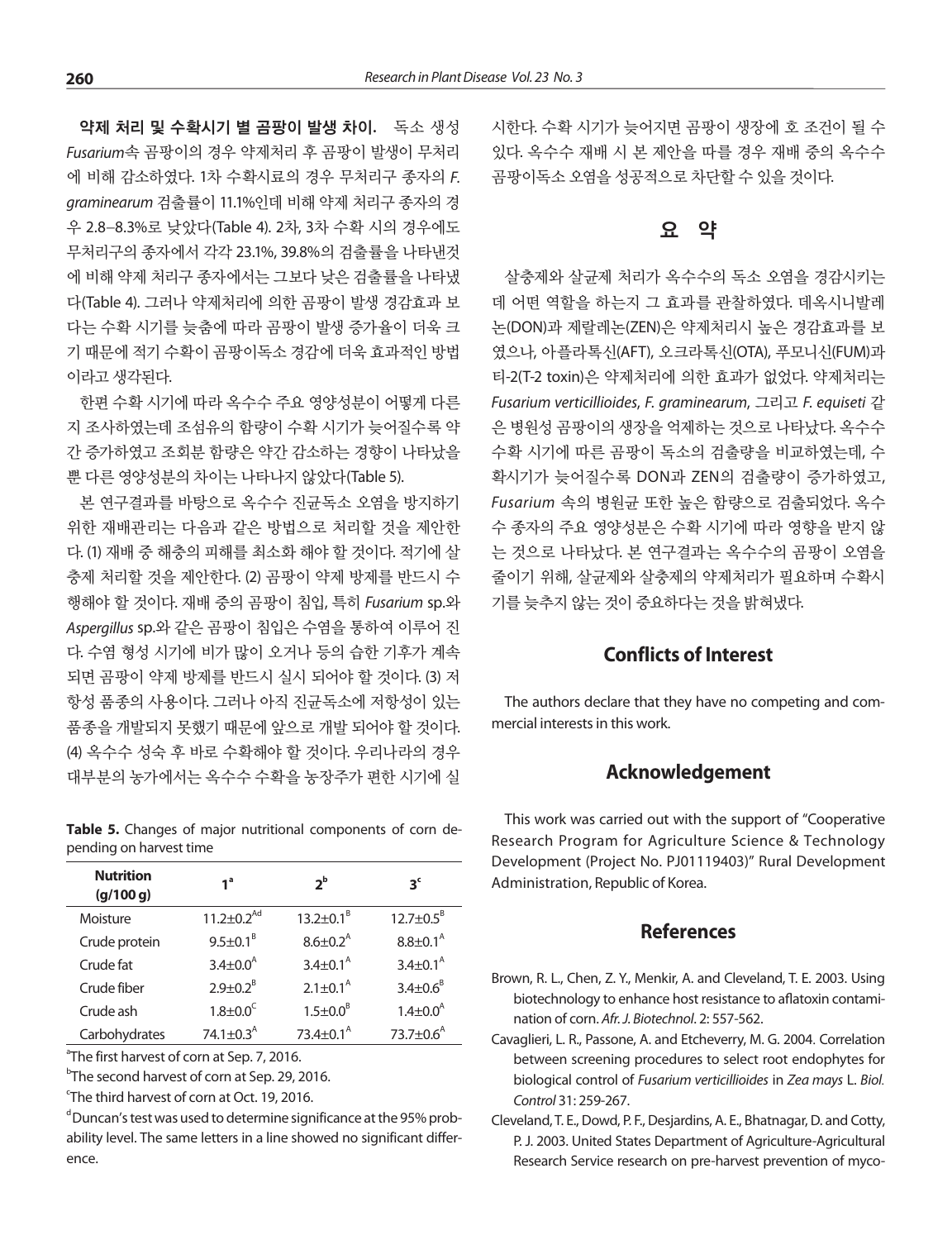**약제 처리 및 수확시기 별 곰팡이 발생 차이.** 독소 생성 *Fusarium*속 곰팡이의 경우 약제처리 후 곰팡이 발생이 무처리에 비해 감소하였다. 1차 수확시료의 경우 무처리구 종자의 *F. graminearum* 검출률이 11.1%인데 비해 약제 처리구 종자의 경우 2.8–8.3%로 낮았다(Table 4). 2차, 3차 수확 시의 경우에도 무처리구의 종자에서 각각 23.1%, 39.8%의 검출률을 나타낸것에 비해 약제 처리구 종자에서는 그보다 낮은 검출률을 나타냈다(Table 4). 그러나 약제처리에 의한 곰팡이 발생 경감효과 보다는 수확 시기를 늦춤에 따라 곰팡이 발생 증가율이 더욱 크기 때문에 적기 수확이 곰팡이독소 경감에 더욱 효과적인 방법이라고 생각된다.

한편 수확 시기에 따라 옥수수 주요 영양성분이 어떻게 다른지 조사하였는데 조섬유의 함량이 수확 시기가 늦어질수록 약간 증가하였고 조회분 함량은 약간 감소하는 경향이 나타났을 뿐 다른 영양성분의 차이는 나타나지 않았다(Table 5).

본 연구결과를 바탕으로 옥수수 진균독소 오염을 방지하기 위한 재배관리는 다음과 같은 방법으로 처리할 것을 제안한다. (1) 재배 중 해충의 피해를 최소화 해야 할 것이다. 적기에 살충제 처리할 것을 제안한다. (2) 곰팡이 약제 방제를 반드시 수행해야 할 것이다. 재배 중의 곰팡이 침입, 특히 *Fusarium* sp.와 *Aspergillus* sp.와 같은 곰팡이 침입은 수염을 통하여 이루어 진다. 수염 형성 시기에 비가 많이 오거나 등의 습한 기후가 계속되면 곰팡이 약제 방제를 반드시 실시 되어야 할 것이다. (3) 저항성 품종의 사용이다. 그러나 아직 진균독소에 저항성이 있는 품종을 개발되지 못했기 때문에 앞으로 개발 되어야 할 것이다. (4) 옥수수 성숙 후 바로 수확해야 할 것이다. 우리나라의 경우 대부분의 농가에서는 옥수수 수확을 농장주가 편한 시기에 실시한다. 수확 시기가 늦어지면 곰팡이 생장에 호 조건이 될 수 있다. 옥수수 재배 시 본 제안을 따를 경우 재배 중의 옥수수 곰팡이독소 오염을 성공적으로 차단할 수 있을 것이다.

**Table 5.** Changes of major nutritional components of corn depending on harvest time

| Nutrition (g/100 g) | 1[a] | 2[b] | 3[c] |
|---|---|---|---|
| Moisture | 11.2±0.2[Ad] | 13.2±0.1[B] | 12.7±0.5[B] |
| Crude protein | 9.5±0.1[B] | 8.6±0.2[A] | 8.8±0.1[A] |
| Crude fat | 3.4±0.0[A] | 3.4±0.1[A] | 3.4±0.1[A] |
| Crude fiber | 2.9±0.2[B] | 2.1±0.1[A] | 3.4±0.6[B] |
| Crude ash | 1.8±0.0[C] | 1.5±0.0[B] | 1.4±0.0[A] |
| Carbohydrates | 74.1±0.3[A] | 73.4±0.1[A] | 73.7±0.6[A] |

[a]The first harvest of corn at Sep. 7, 2016.

[b]The second harvest of corn at Sep. 29, 2016.

[c]The third harvest of corn at Oct. 19, 2016.

[d]Duncan's test was used to determine significance at the 95% probability level. The same letters in a line showed no significant difference.

## 요 약

살충제와 살균제 처리가 옥수수의 독소 오염을 경감시키는데 어떤 역할을 하는지 그 효과를 관찰하였다. 데옥시니발레논(DON)과 제랄레논(ZEN)은 약제처리시 높은 경감효과를 보였으나, 아플라톡신(AFT), 오크라톡신(OTA), 푸모니신(FUM)과 티-2(T-2 toxin)은 약제처리에 의한 효과가 없었다. 약제처리는 *Fusarium verticillioides*, *F. graminearum*, 그리고 *F. equiseti* 같은 병원성 곰팡이의 생장을 억제하는 것으로 나타났다. 옥수수 수확 시기에 따른 곰팡이 독소의 검출량을 비교하였는데, 수확시기가 늦어질수록 DON과 ZEN의 검출량이 증가하였고, *Fusarium* 속의 병원균 또한 높은 함량으로 검출되었다. 옥수수 종자의 주요 영양성분은 수확 시기에 따라 영향을 받지 않는 것으로 나타났다. 본 연구결과는 옥수수의 곰팡이 오염을 줄이기 위해, 살균제와 살충제의 약제처리가 필요하며 수확시기를 늦추지 않는 것이 중요하다는 것을 밝혀냈다.

## Conflicts of Interest

The authors declare that they have no competing and commercial interests in this work.

## Acknowledgement

This work was carried out with the support of "Cooperative Research Program for Agriculture Science & Technology Development (Project No. PJ01119403)" Rural Development Administration, Republic of Korea.

## References

Brown, R. L., Chen, Z. Y., Menkir, A. and Cleveland, T. E. 2003. Using biotechnology to enhance host resistance to aflatoxin contamination of corn. *Afr. J. Biotechnol*. 2: 557-562.

Cavaglieri, L. R., Passone, A. and Etcheverry, M. G. 2004. Correlation between screening procedures to select root endophytes for biological control of *Fusarium verticillioides* in *Zea mays* L. *Biol. Control* 31: 259-267.

Cleveland, T. E., Dowd, P. F., Desjardins, A. E., Bhatnagar, D. and Cotty, P. J. 2003. United States Department of Agriculture-Agricultural Research Service research on pre-harvest prevention of myco-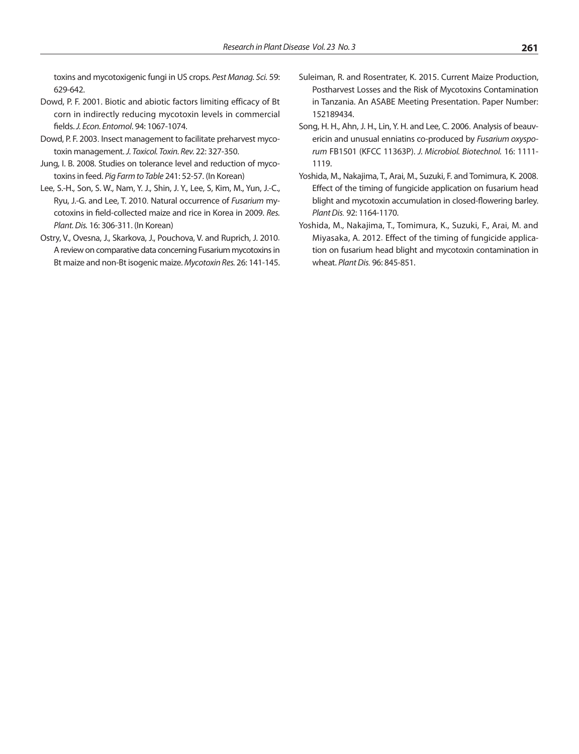toxins and mycotoxigenic fungi in US crops. *Pest Manag. Sci.* 59: 629-642.

Dowd, P. F. 2001. Biotic and abiotic factors limiting efficacy of Bt corn in indirectly reducing mycotoxin levels in commercial fields. *J. Econ. Entomol*. 94: 1067-1074.

Dowd, P. F. 2003. Insect management to facilitate preharvest mycotoxin management. *J. Toxicol. Toxin. Rev.* 22: 327-350.

Jung, I. B. 2008. Studies on tolerance level and reduction of mycotoxins in feed. *Pig Farm to Table* 241: 52-57. (In Korean)

Lee, S.-H., Son, S. W., Nam, Y. J., Shin, J. Y., Lee, S, Kim, M., Yun, J.-C., Ryu, J.-G. and Lee, T. 2010. Natural occurrence of *Fusarium* mycotoxins in field-collected maize and rice in Korea in 2009. *Res. Plant. Dis.* 16: 306-311. (In Korean)

Ostry, V., Ovesna, J., Skarkova, J., Pouchova, V. and Ruprich, J. 2010. A review on comparative data concerning Fusarium mycotoxins in Bt maize and non-Bt isogenic maize. *Mycotoxin Res.* 26: 141-145.

Suleiman, R. and Rosentrater, K. 2015. Current Maize Production, Postharvest Losses and the Risk of Mycotoxins Contamination in Tanzania. An ASABE Meeting Presentation. Paper Number: 152189434.

Song, H. H., Ahn, J. H., Lin, Y. H. and Lee, C. 2006. Analysis of beauvericin and unusual enniatins co-produced by *Fusarium oxysporum* FB1501 (KFCC 11363P). *J. Microbiol. Biotechnol.* 16: 1111-1119.

Yoshida, M., Nakajima, T., Arai, M., Suzuki, F. and Tomimura, K. 2008. Effect of the timing of fungicide application on fusarium head blight and mycotoxin accumulation in closed-flowering barley. *Plant Dis.* 92: 1164-1170.

Yoshida, M., Nakajima, T., Tomimura, K., Suzuki, F., Arai, M. and Miyasaka, A. 2012. Effect of the timing of fungicide application on fusarium head blight and mycotoxin contamination in wheat. *Plant Dis.* 96: 845-851.